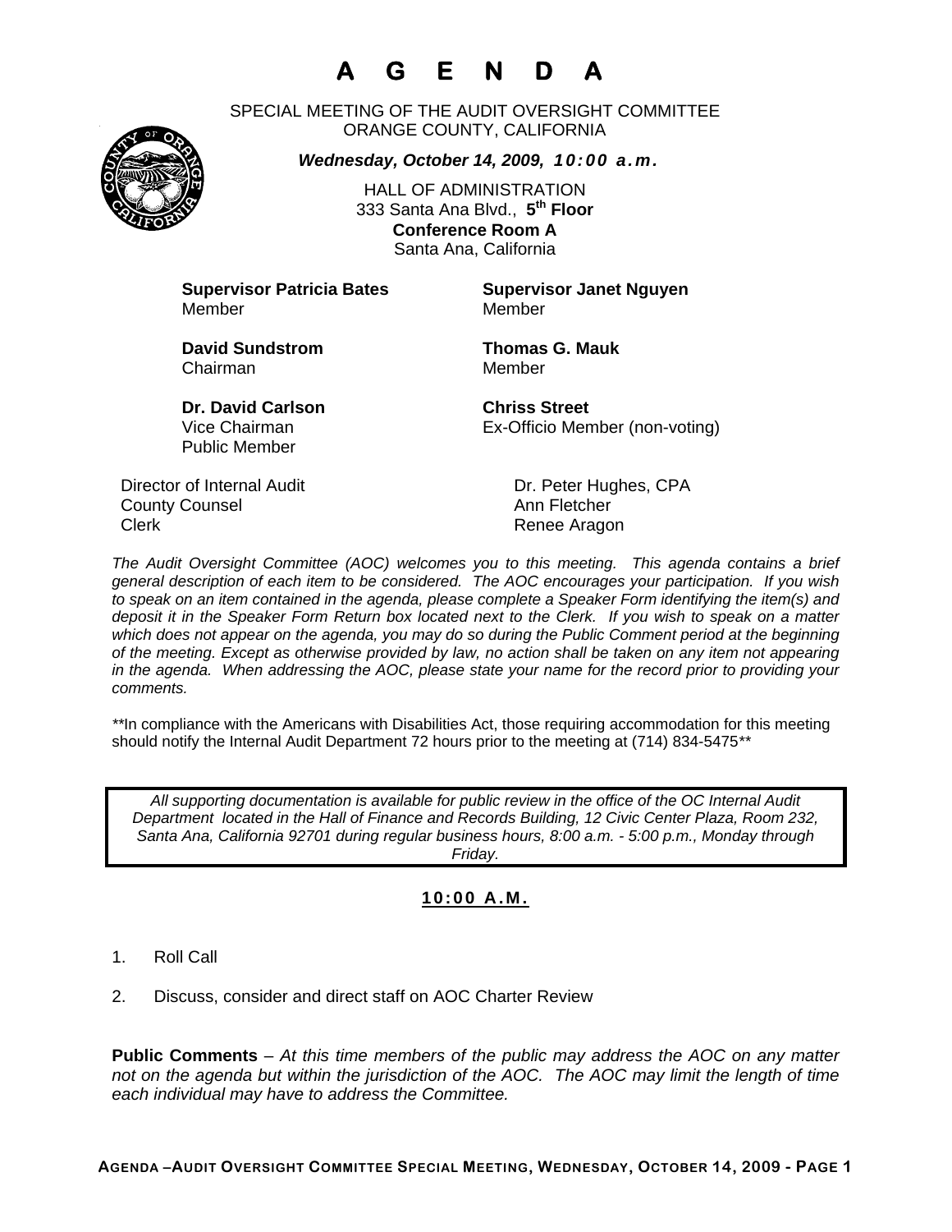# A G E N D A

SPECIAL MEETING OF THE AUDIT OVERSIGHT COMMITTEE
ORANGE COUNTY, CALIFORNIA

***Wednesday, October 14, 2009, 10:00 a.m.***

HALL OF ADMINISTRATION
333 Santa Ana Blvd., **5th Floor**
**Conference Room A**
Santa Ana, California

**Supervisor Patricia Bates**
Member

**Supervisor Janet Nguyen**
Member

**David Sundstrom**
Chairman

**Thomas G. Mauk**
Member

**Dr. David Carlson**
Vice Chairman
Public Member

**Chriss Street**
Ex-Officio Member (non-voting)

| | |
|---|---|
| Director of Internal Audit | Dr. Peter Hughes, CPA |
| County Counsel | Ann Fletcher |
| Clerk | Renee Aragon |

*The Audit Oversight Committee (AOC) welcomes you to this meeting. This agenda contains a brief general description of each item to be considered. The AOC encourages your participation. If you wish to speak on an item contained in the agenda, please complete a Speaker Form identifying the item(s) and deposit it in the Speaker Form Return box located next to the Clerk. If you wish to speak on a matter which does not appear on the agenda, you may do so during the Public Comment period at the beginning of the meeting. Except as otherwise provided by law, no action shall be taken on any item not appearing in the agenda. When addressing the AOC, please state your name for the record prior to providing your comments.*

\*\*In compliance with the Americans with Disabilities Act, those requiring accommodation for this meeting should notify the Internal Audit Department 72 hours prior to the meeting at (714) 834-5475\*\*

*All supporting documentation is available for public review in the office of the OC Internal Audit Department located in the Hall of Finance and Records Building, 12 Civic Center Plaza, Room 232, Santa Ana, California 92701 during regular business hours, 8:00 a.m. - 5:00 p.m., Monday through Friday.*

**10:00 A.M.**

1. Roll Call

2. Discuss, consider and direct staff on AOC Charter Review

**Public Comments** – *At this time members of the public may address the AOC on any matter not on the agenda but within the jurisdiction of the AOC. The AOC may limit the length of time each individual may have to address the Committee.*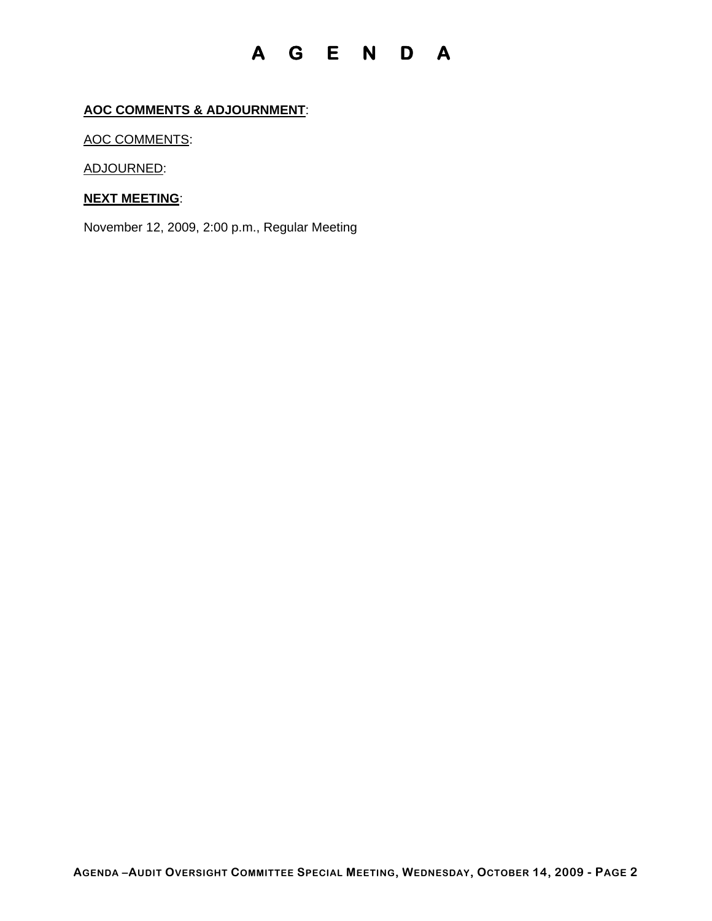# A G E N D A

**AOC COMMENTS & ADJOURNMENT**:

AOC COMMENTS:

ADJOURNED:

**NEXT MEETING**:

November 12, 2009, 2:00 p.m., Regular Meeting